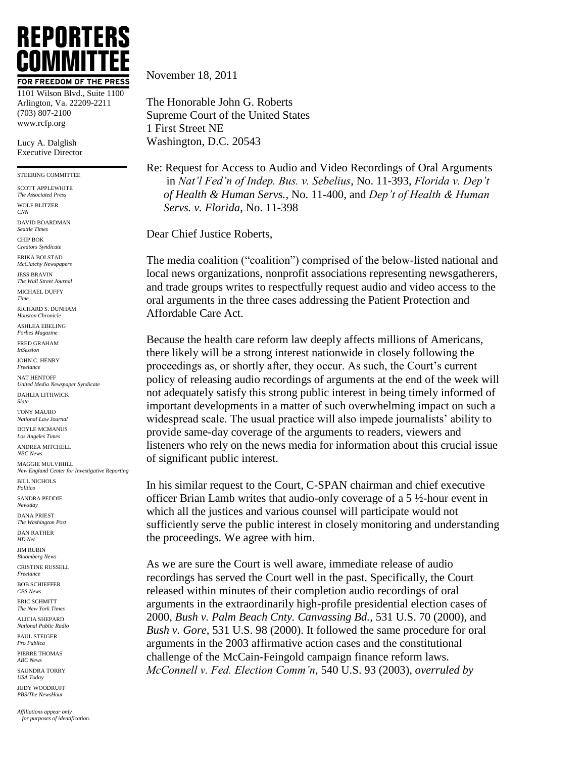# REPORTERS COMMITTEE

**FOR FREEDOM OF THE PRESS**

1101 Wilson Blvd., Suite 1100
Arlington, Va. 22209-2211
(703) 807-2100
www.rcfp.org

Lucy A. Dalglish
Executive Director

STEERING COMMITTEE

SCOTT APPLEWHITE
*The Associated Press*

WOLF BLITZER
*CNN*

DAVID BOARDMAN
*Seattle Times*

CHIP BOK
*Creators Syndicate*

ERIKA BOLSTAD
*McClatchy Newspapers*

JESS BRAVIN
*The Wall Street Journal*

MICHAEL DUFFY
*Time*

RICHARD S. DUNHAM
*Houston Chronicle*

ASHLEA EBELING
*Forbes Magazine*

FRED GRAHAM
*InSession*

JOHN C. HENRY
*Freelance*

NAT HENTOFF
*United Media Newspaper Syndicate*

DAHLIA LITHWICK
*Slate*

TONY MAURO
*National Law Journal*

DOYLE MCMANUS
*Los Angeles Times*

ANDREA MITCHELL
*NBC News*

MAGGIE MULVIHILL
*New England Center for Investigative Reporting*

BILL NICHOLS
*Politico*

SANDRA PEDDIE
*Newsday*

DANA PRIEST
*The Washington Post*

DAN RATHER
*HD Net*

JIM RUBIN
*Bloomberg News*

CRISTINE RUSSELL
*Freelance*

BOB SCHIEFFER
*CBS News*

ERIC SCHMITT
*The New York Times*

ALICIA SHEPARD
*National Public Radio*

PAUL STEIGER
*Pro Publica*

PIERRE THOMAS
*ABC News*

SAUNDRA TORRY
*USA Today*

JUDY WOODRUFF
*PBS/The NewsHour*

*Affiliations appear only for purposes of identification.*

November 18, 2011

The Honorable John G. Roberts
Supreme Court of the United States
1 First Street NE
Washington, D.C. 20543

Re: Request for Access to Audio and Video Recordings of Oral Arguments in *Nat'l Fed'n of Indep. Bus. v. Sebelius*, No. 11-393, *Florida v. Dep't of Health & Human Servs.*, No. 11-400, and *Dep't of Health & Human Servs. v. Florida*, No. 11-398

Dear Chief Justice Roberts,

The media coalition ("coalition") comprised of the below-listed national and local news organizations, nonprofit associations representing newsgatherers, and trade groups writes to respectfully request audio and video access to the oral arguments in the three cases addressing the Patient Protection and Affordable Care Act.

Because the health care reform law deeply affects millions of Americans, there likely will be a strong interest nationwide in closely following the proceedings as, or shortly after, they occur. As such, the Court's current policy of releasing audio recordings of arguments at the end of the week will not adequately satisfy this strong public interest in being timely informed of important developments in a matter of such overwhelming impact on such a widespread scale. The usual practice will also impede journalists' ability to provide same-day coverage of the arguments to readers, viewers and listeners who rely on the news media for information about this crucial issue of significant public interest.

In his similar request to the Court, C-SPAN chairman and chief executive officer Brian Lamb writes that audio-only coverage of a 5 ½-hour event in which all the justices and various counsel will participate would not sufficiently serve the public interest in closely monitoring and understanding the proceedings. We agree with him.

As we are sure the Court is well aware, immediate release of audio recordings has served the Court well in the past. Specifically, the Court released within minutes of their completion audio recordings of oral arguments in the extraordinarily high-profile presidential election cases of 2000, *Bush v. Palm Beach Cnty. Canvassing Bd.*, 531 U.S. 70 (2000), and *Bush v. Gore*, 531 U.S. 98 (2000). It followed the same procedure for oral arguments in the 2003 affirmative action cases and the constitutional challenge of the McCain-Feingold campaign finance reform laws. *McConnell v. Fed. Election Comm'n*, 540 U.S. 93 (2003), *overruled by*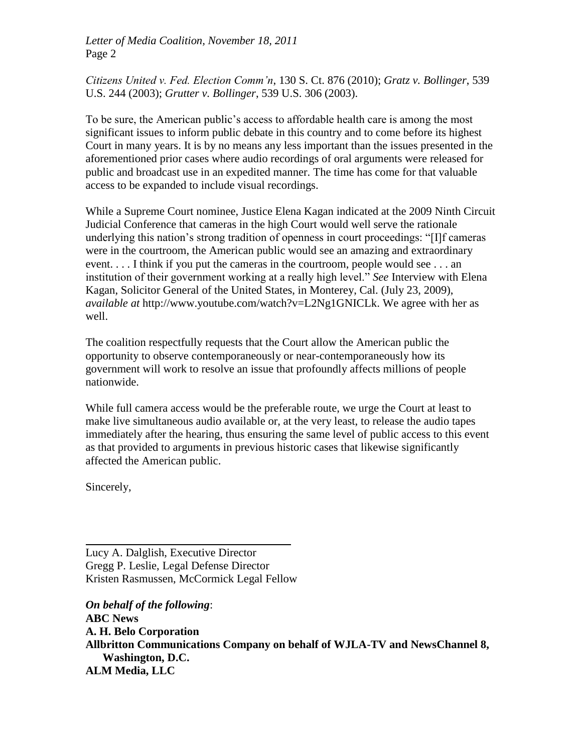*Citizens United v. Fed. Election Comm'n*, 130 S. Ct. 876 (2010); *Gratz v. Bollinger*, 539 U.S. 244 (2003); *Grutter v. Bollinger*, 539 U.S. 306 (2003).

To be sure, the American public's access to affordable health care is among the most significant issues to inform public debate in this country and to come before its highest Court in many years. It is by no means any less important than the issues presented in the aforementioned prior cases where audio recordings of oral arguments were released for public and broadcast use in an expedited manner. The time has come for that valuable access to be expanded to include visual recordings.

While a Supreme Court nominee, Justice Elena Kagan indicated at the 2009 Ninth Circuit Judicial Conference that cameras in the high Court would well serve the rationale underlying this nation's strong tradition of openness in court proceedings: "[I]f cameras were in the courtroom, the American public would see an amazing and extraordinary event. . . . I think if you put the cameras in the courtroom, people would see . . . an institution of their government working at a really high level." *See* Interview with Elena Kagan, Solicitor General of the United States, in Monterey, Cal. (July 23, 2009), *available at* http://www.youtube.com/watch?v=L2Ng1GNICLk. We agree with her as well.

The coalition respectfully requests that the Court allow the American public the opportunity to observe contemporaneously or near-contemporaneously how its government will work to resolve an issue that profoundly affects millions of people nationwide.

While full camera access would be the preferable route, we urge the Court at least to make live simultaneous audio available or, at the very least, to release the audio tapes immediately after the hearing, thus ensuring the same level of public access to this event as that provided to arguments in previous historic cases that likewise significantly affected the American public.

Sincerely,

---

Lucy A. Dalglish, Executive Director
Gregg P. Leslie, Legal Defense Director
Kristen Rasmussen, McCormick Legal Fellow

***On behalf of the following***:
**ABC News**
**A. H. Belo Corporation**
**Allbritton Communications Company on behalf of WJLA-TV and NewsChannel 8, Washington, D.C.**
**ALM Media, LLC**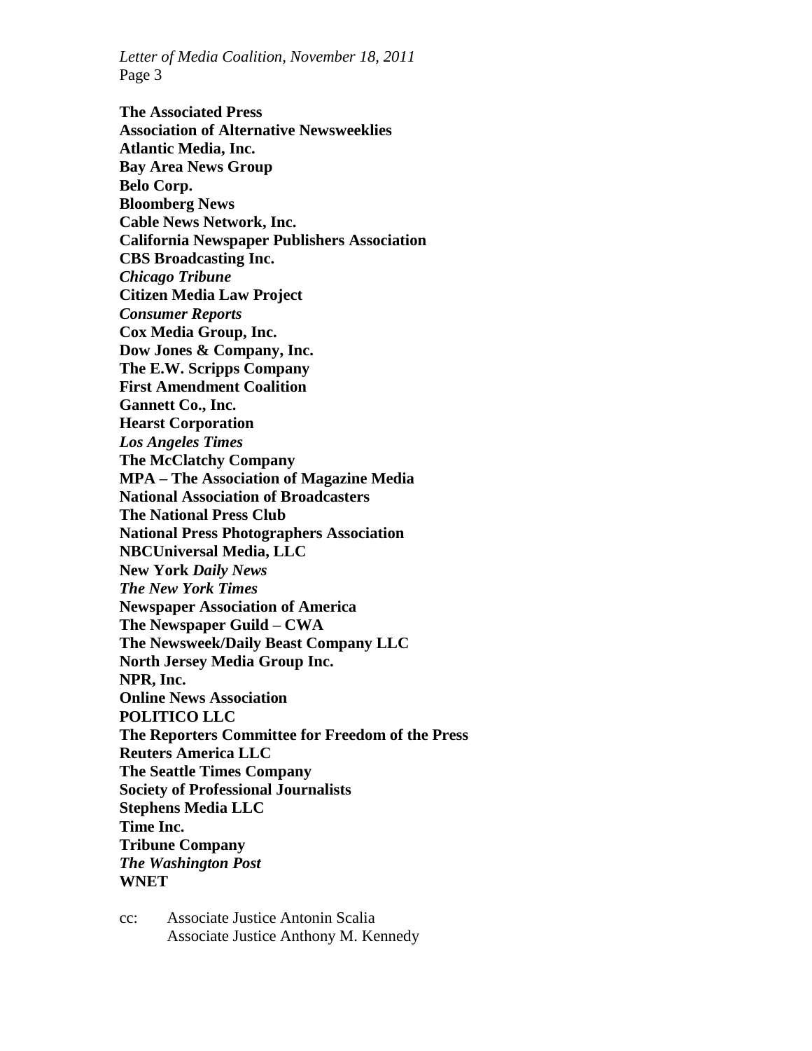**The Associated Press**
**Association of Alternative Newsweeklies**
**Atlantic Media, Inc.**
**Bay Area News Group**
**Belo Corp.**
**Bloomberg News**
**Cable News Network, Inc.**
**California Newspaper Publishers Association**
**CBS Broadcasting Inc.**
***Chicago Tribune***
**Citizen Media Law Project**
***Consumer Reports***
**Cox Media Group, Inc.**
**Dow Jones & Company, Inc.**
**The E.W. Scripps Company**
**First Amendment Coalition**
**Gannett Co., Inc.**
**Hearst Corporation**
***Los Angeles Times***
**The McClatchy Company**
**MPA – The Association of Magazine Media**
**National Association of Broadcasters**
**The National Press Club**
**National Press Photographers Association**
**NBCUniversal Media, LLC**
**New York *Daily News***
***The New York Times***
**Newspaper Association of America**
**The Newspaper Guild – CWA**
**The Newsweek/Daily Beast Company LLC**
**North Jersey Media Group Inc.**
**NPR, Inc.**
**Online News Association**
**POLITICO LLC**
**The Reporters Committee for Freedom of the Press**
**Reuters America LLC**
**The Seattle Times Company**
**Society of Professional Journalists**
**Stephens Media LLC**
**Time Inc.**
**Tribune Company**
***The Washington Post***
**WNET**

cc: Associate Justice Antonin Scalia
Associate Justice Anthony M. Kennedy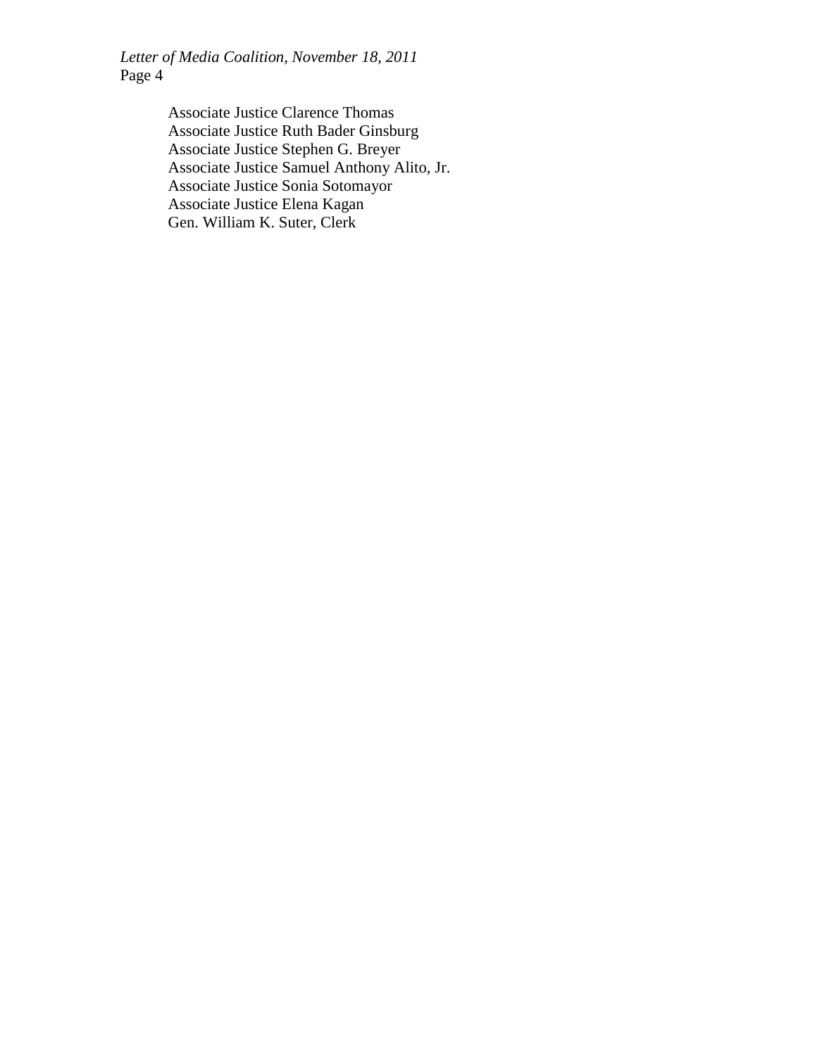Associate Justice Clarence Thomas
Associate Justice Ruth Bader Ginsburg
Associate Justice Stephen G. Breyer
Associate Justice Samuel Anthony Alito, Jr.
Associate Justice Sonia Sotomayor
Associate Justice Elena Kagan
Gen. William K. Suter, Clerk